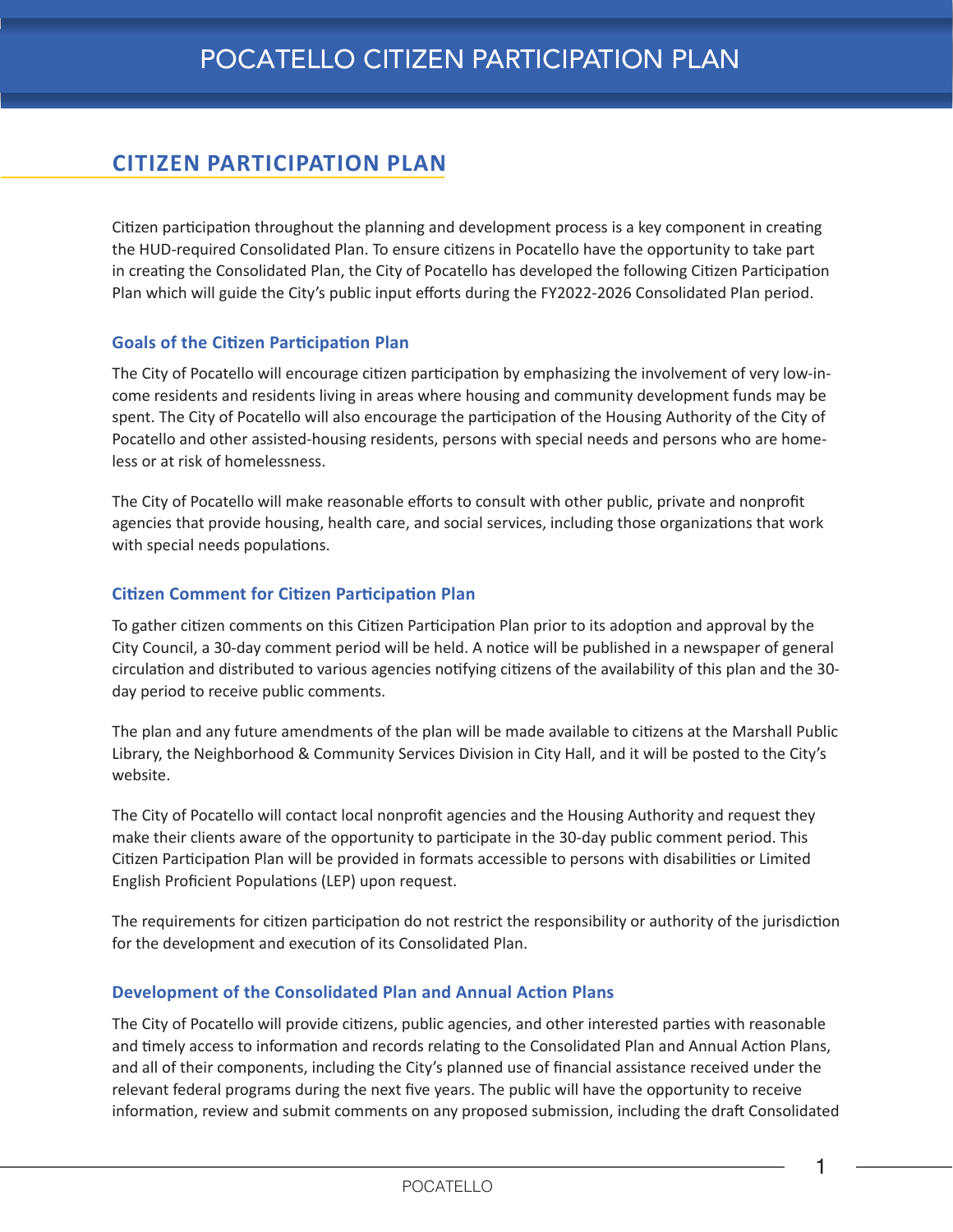# POCATELLO CITIZEN PARTICIPATION PLAN

## CITIZEN PARTICIPATION PLAN

Citizen participation throughout the planning and development process is a key component in creating the HUD-required Consolidated Plan. To ensure citizens in Pocatello have the opportunity to take part in creating the Consolidated Plan, the City of Pocatello has developed the following Citizen Participation Plan which will guide the City's public input efforts during the FY2022-2026 Consolidated Plan period.

### Goals of the Citizen Participation Plan

The City of Pocatello will encourage citizen participation by emphasizing the involvement of very low-income residents and residents living in areas where housing and community development funds may be spent. The City of Pocatello will also encourage the participation of the Housing Authority of the City of Pocatello and other assisted-housing residents, persons with special needs and persons who are homeless or at risk of homelessness.

The City of Pocatello will make reasonable efforts to consult with other public, private and nonprofit agencies that provide housing, health care, and social services, including those organizations that work with special needs populations.

### Citizen Comment for Citizen Participation Plan

To gather citizen comments on this Citizen Participation Plan prior to its adoption and approval by the City Council, a 30-day comment period will be held. A notice will be published in a newspaper of general circulation and distributed to various agencies notifying citizens of the availability of this plan and the 30-day period to receive public comments.

The plan and any future amendments of the plan will be made available to citizens at the Marshall Public Library, the Neighborhood & Community Services Division in City Hall, and it will be posted to the City's website.

The City of Pocatello will contact local nonprofit agencies and the Housing Authority and request they make their clients aware of the opportunity to participate in the 30-day public comment period. This Citizen Participation Plan will be provided in formats accessible to persons with disabilities or Limited English Proficient Populations (LEP) upon request.

The requirements for citizen participation do not restrict the responsibility or authority of the jurisdiction for the development and execution of its Consolidated Plan.

### Development of the Consolidated Plan and Annual Action Plans

The City of Pocatello will provide citizens, public agencies, and other interested parties with reasonable and timely access to information and records relating to the Consolidated Plan and Annual Action Plans, and all of their components, including the City's planned use of financial assistance received under the relevant federal programs during the next five years. The public will have the opportunity to receive information, review and submit comments on any proposed submission, including the draft Consolidated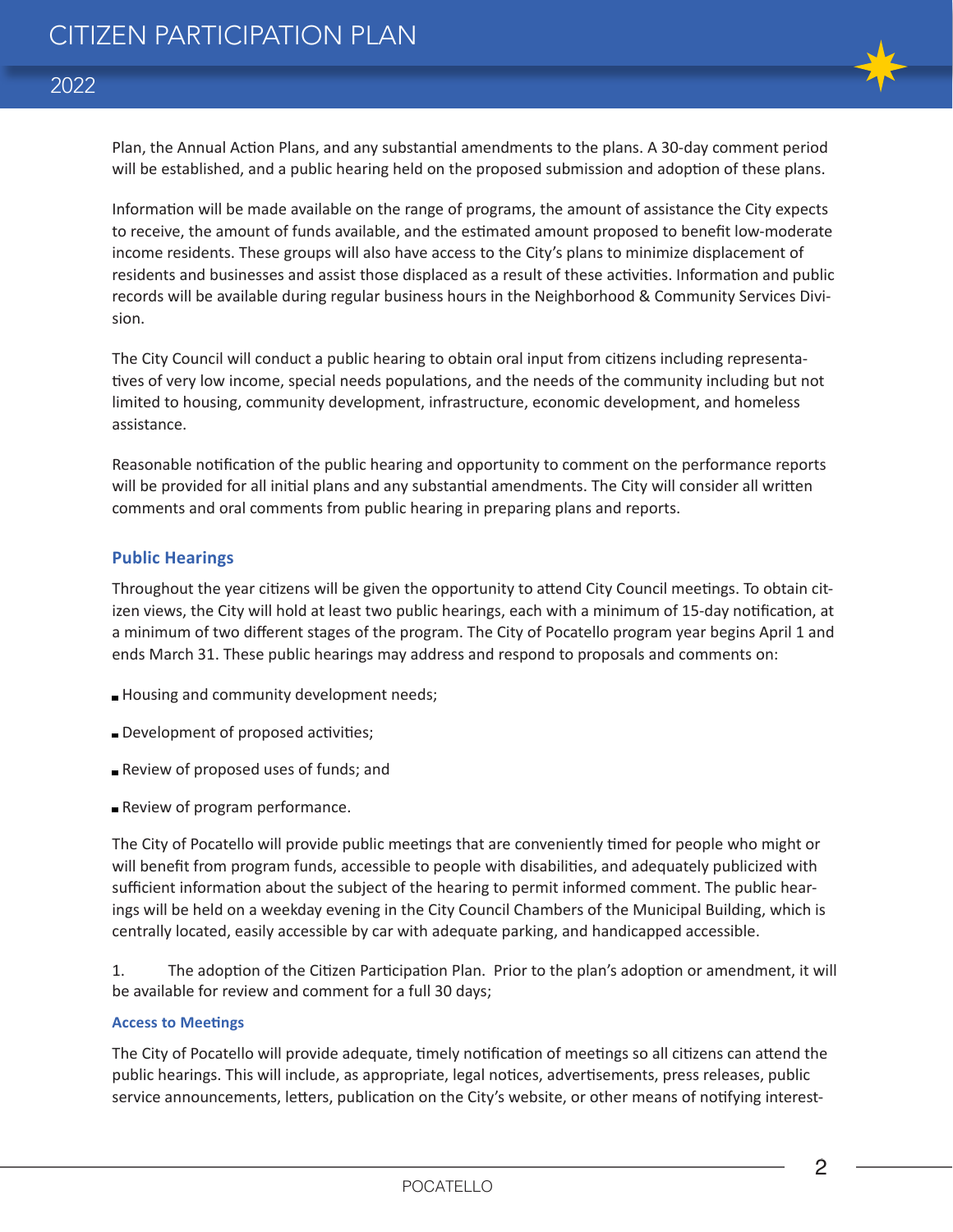Plan, the Annual Action Plans, and any substantial amendments to the plans. A 30-day comment period will be established, and a public hearing held on the proposed submission and adoption of these plans.

Information will be made available on the range of programs, the amount of assistance the City expects to receive, the amount of funds available, and the estimated amount proposed to benefit low-moderate income residents. These groups will also have access to the City's plans to minimize displacement of residents and businesses and assist those displaced as a result of these activities. Information and public records will be available during regular business hours in the Neighborhood & Community Services Division.

The City Council will conduct a public hearing to obtain oral input from citizens including representatives of very low income, special needs populations, and the needs of the community including but not limited to housing, community development, infrastructure, economic development, and homeless assistance.

Reasonable notification of the public hearing and opportunity to comment on the performance reports will be provided for all initial plans and any substantial amendments. The City will consider all written comments and oral comments from public hearing in preparing plans and reports.

## Public Hearings

Throughout the year citizens will be given the opportunity to attend City Council meetings. To obtain citizen views, the City will hold at least two public hearings, each with a minimum of 15-day notification, at a minimum of two different stages of the program. The City of Pocatello program year begins April 1 and ends March 31. These public hearings may address and respond to proposals and comments on:

- Housing and community development needs;
- Development of proposed activities;
- Review of proposed uses of funds; and
- Review of program performance.

The City of Pocatello will provide public meetings that are conveniently timed for people who might or will benefit from program funds, accessible to people with disabilities, and adequately publicized with sufficient information about the subject of the hearing to permit informed comment. The public hearings will be held on a weekday evening in the City Council Chambers of the Municipal Building, which is centrally located, easily accessible by car with adequate parking, and handicapped accessible.

1. The adoption of the Citizen Participation Plan. Prior to the plan's adoption or amendment, it will be available for review and comment for a full 30 days;

### Access to Meetings

The City of Pocatello will provide adequate, timely notification of meetings so all citizens can attend the public hearings. This will include, as appropriate, legal notices, advertisements, press releases, public service announcements, letters, publication on the City's website, or other means of notifying interest-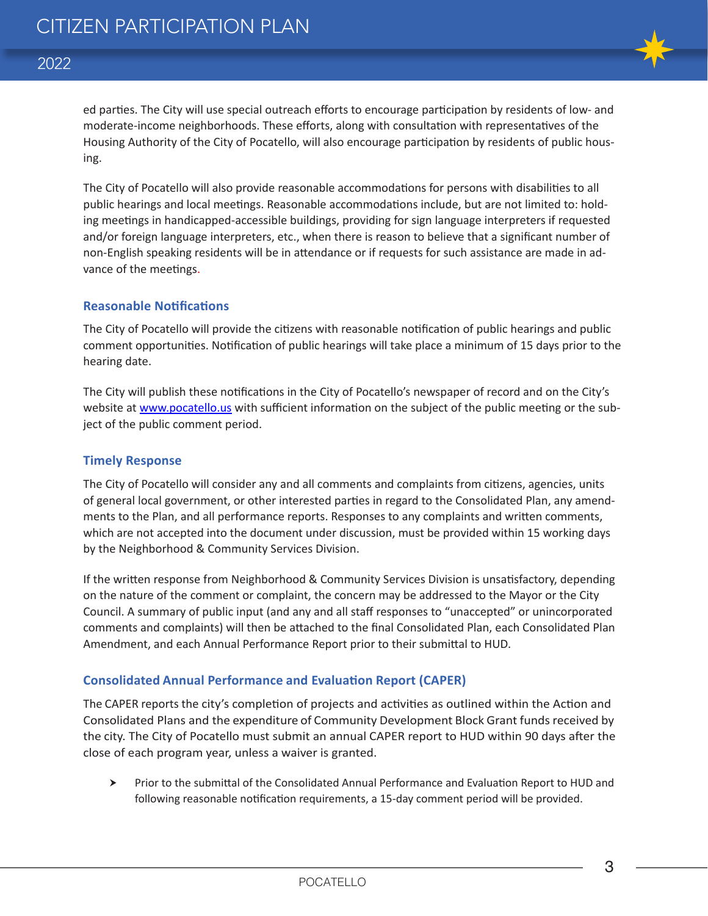ed parties. The City will use special outreach efforts to encourage participation by residents of low- and moderate-income neighborhoods. These efforts, along with consultation with representatives of the Housing Authority of the City of Pocatello, will also encourage participation by residents of public housing.

The City of Pocatello will also provide reasonable accommodations for persons with disabilities to all public hearings and local meetings. Reasonable accommodations include, but are not limited to: holding meetings in handicapped-accessible buildings, providing for sign language interpreters if requested and/or foreign language interpreters, etc., when there is reason to believe that a significant number of non-English speaking residents will be in attendance or if requests for such assistance are made in advance of the meetings.

### Reasonable Notifications

The City of Pocatello will provide the citizens with reasonable notification of public hearings and public comment opportunities. Notification of public hearings will take place a minimum of 15 days prior to the hearing date.

The City will publish these notifications in the City of Pocatello's newspaper of record and on the City's website at [www.pocatello.us](http://www.pocatello.us) with sufficient information on the subject of the public meeting or the subject of the public comment period.

### Timely Response

The City of Pocatello will consider any and all comments and complaints from citizens, agencies, units of general local government, or other interested parties in regard to the Consolidated Plan, any amendments to the Plan, and all performance reports. Responses to any complaints and written comments, which are not accepted into the document under discussion, must be provided within 15 working days by the Neighborhood & Community Services Division.

If the written response from Neighborhood & Community Services Division is unsatisfactory, depending on the nature of the comment or complaint, the concern may be addressed to the Mayor or the City Council. A summary of public input (and any and all staff responses to "unaccepted" or unincorporated comments and complaints) will then be attached to the final Consolidated Plan, each Consolidated Plan Amendment, and each Annual Performance Report prior to their submittal to HUD.

### Consolidated Annual Performance and Evaluation Report (CAPER)

The CAPER reports the city's completion of projects and activities as outlined within the Action and Consolidated Plans and the expenditure of Community Development Block Grant funds received by the city. The City of Pocatello must submit an annual CAPER report to HUD within 90 days after the close of each program year, unless a waiver is granted.

- Prior to the submittal of the Consolidated Annual Performance and Evaluation Report to HUD and following reasonable notification requirements, a 15-day comment period will be provided.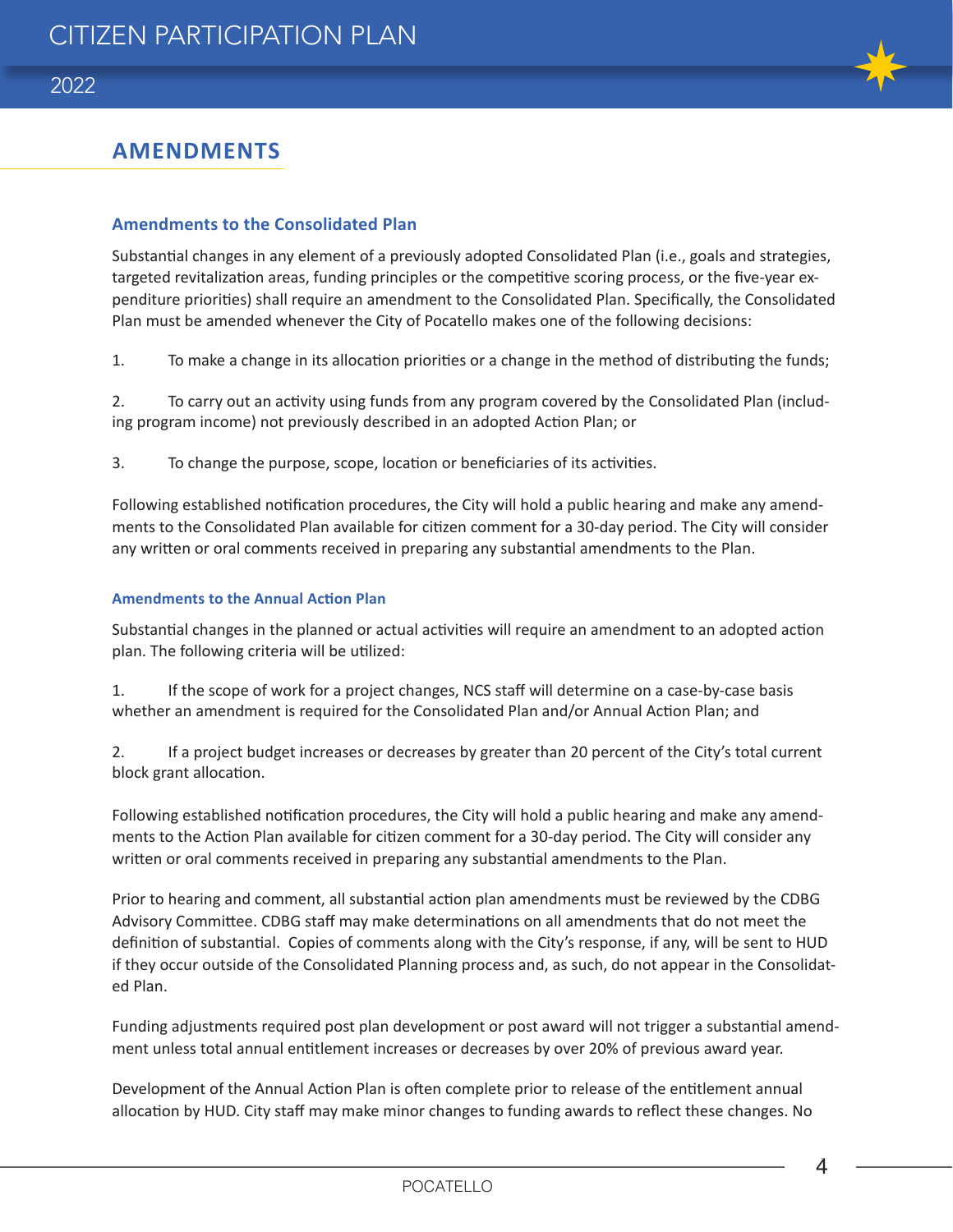## AMENDMENTS

### Amendments to the Consolidated Plan

Substantial changes in any element of a previously adopted Consolidated Plan (i.e., goals and strategies, targeted revitalization areas, funding principles or the competitive scoring process, or the five-year expenditure priorities) shall require an amendment to the Consolidated Plan. Specifically, the Consolidated Plan must be amended whenever the City of Pocatello makes one of the following decisions:

1. To make a change in its allocation priorities or a change in the method of distributing the funds;

2. To carry out an activity using funds from any program covered by the Consolidated Plan (including program income) not previously described in an adopted Action Plan; or

3. To change the purpose, scope, location or beneficiaries of its activities.

Following established notification procedures, the City will hold a public hearing and make any amendments to the Consolidated Plan available for citizen comment for a 30-day period. The City will consider any written or oral comments received in preparing any substantial amendments to the Plan.

#### Amendments to the Annual Action Plan

Substantial changes in the planned or actual activities will require an amendment to an adopted action plan. The following criteria will be utilized:

1. If the scope of work for a project changes, NCS staff will determine on a case-by-case basis whether an amendment is required for the Consolidated Plan and/or Annual Action Plan; and

2. If a project budget increases or decreases by greater than 20 percent of the City's total current block grant allocation.

Following established notification procedures, the City will hold a public hearing and make any amendments to the Action Plan available for citizen comment for a 30-day period. The City will consider any written or oral comments received in preparing any substantial amendments to the Plan.

Prior to hearing and comment, all substantial action plan amendments must be reviewed by the CDBG Advisory Committee. CDBG staff may make determinations on all amendments that do not meet the definition of substantial. Copies of comments along with the City's response, if any, will be sent to HUD if they occur outside of the Consolidated Planning process and, as such, do not appear in the Consolidated Plan.

Funding adjustments required post plan development or post award will not trigger a substantial amendment unless total annual entitlement increases or decreases by over 20% of previous award year.

Development of the Annual Action Plan is often complete prior to release of the entitlement annual allocation by HUD. City staff may make minor changes to funding awards to reflect these changes. No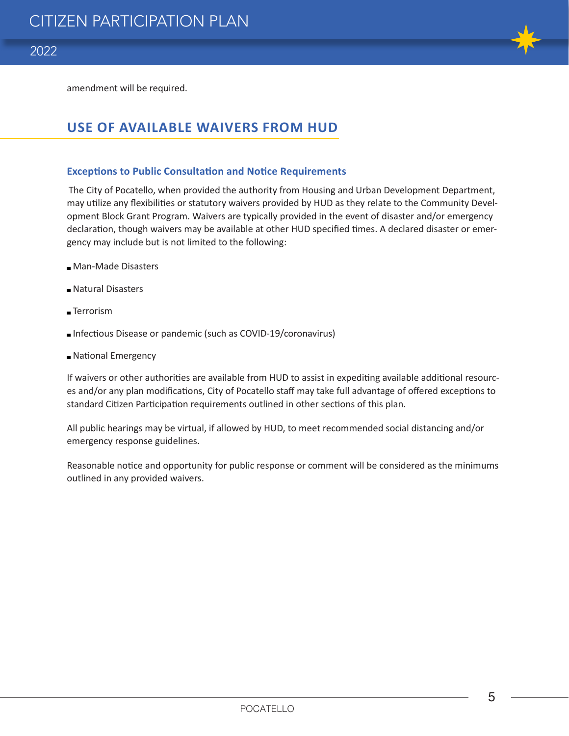amendment will be required.

## USE OF AVAILABLE WAIVERS FROM HUD

### Exceptions to Public Consultation and Notice Requirements

The City of Pocatello, when provided the authority from Housing and Urban Development Department, may utilize any flexibilities or statutory waivers provided by HUD as they relate to the Community Development Block Grant Program. Waivers are typically provided in the event of disaster and/or emergency declaration, though waivers may be available at other HUD specified times. A declared disaster or emergency may include but is not limited to the following:

- Man-Made Disasters
- Natural Disasters
- Terrorism
- Infectious Disease or pandemic (such as COVID-19/coronavirus)
- National Emergency

If waivers or other authorities are available from HUD to assist in expediting available additional resources and/or any plan modifications, City of Pocatello staff may take full advantage of offered exceptions to standard Citizen Participation requirements outlined in other sections of this plan.

All public hearings may be virtual, if allowed by HUD, to meet recommended social distancing and/or emergency response guidelines.

Reasonable notice and opportunity for public response or comment will be considered as the minimums outlined in any provided waivers.